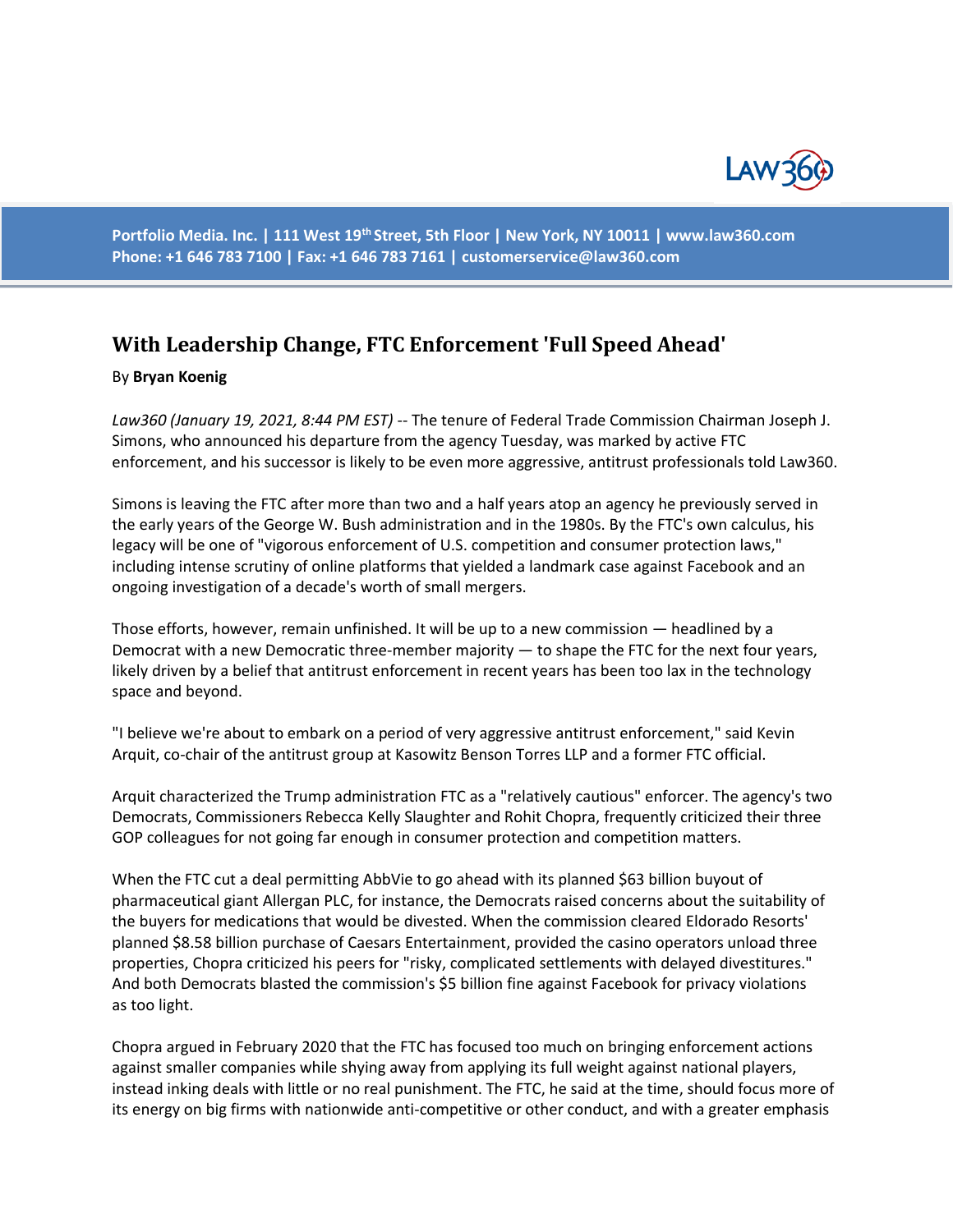Portfolio Media. Inc. | 111 West 19th Street, 5th Floor | New York, NY 10011 | www.law360.com
Phone: +1 646 783 7100 | Fax: +1 646 783 7161 | customerservice@law360.com

## With Leadership Change, FTC Enforcement 'Full Speed Ahead'

By **Bryan Koenig**

*Law360 (January 19, 2021, 8:44 PM EST)* -- The tenure of Federal Trade Commission Chairman Joseph J. Simons, who announced his departure from the agency Tuesday, was marked by active FTC enforcement, and his successor is likely to be even more aggressive, antitrust professionals told Law360.

Simons is leaving the FTC after more than two and a half years atop an agency he previously served in the early years of the George W. Bush administration and in the 1980s. By the FTC's own calculus, his legacy will be one of "vigorous enforcement of U.S. competition and consumer protection laws," including intense scrutiny of online platforms that yielded a landmark case against Facebook and an ongoing investigation of a decade's worth of small mergers.

Those efforts, however, remain unfinished. It will be up to a new commission — headlined by a Democrat with a new Democratic three-member majority — to shape the FTC for the next four years, likely driven by a belief that antitrust enforcement in recent years has been too lax in the technology space and beyond.

"I believe we're about to embark on a period of very aggressive antitrust enforcement," said Kevin Arquit, co-chair of the antitrust group at Kasowitz Benson Torres LLP and a former FTC official.

Arquit characterized the Trump administration FTC as a "relatively cautious" enforcer. The agency's two Democrats, Commissioners Rebecca Kelly Slaughter and Rohit Chopra, frequently criticized their three GOP colleagues for not going far enough in consumer protection and competition matters.

When the FTC cut a deal permitting AbbVie to go ahead with its planned $63 billion buyout of pharmaceutical giant Allergan PLC, for instance, the Democrats raised concerns about the suitability of the buyers for medications that would be divested. When the commission cleared Eldorado Resorts' planned $8.58 billion purchase of Caesars Entertainment, provided the casino operators unload three properties, Chopra criticized his peers for "risky, complicated settlements with delayed divestitures." And both Democrats blasted the commission's $5 billion fine against Facebook for privacy violations as too light.

Chopra argued in February 2020 that the FTC has focused too much on bringing enforcement actions against smaller companies while shying away from applying its full weight against national players, instead inking deals with little or no real punishment. The FTC, he said at the time, should focus more of its energy on big firms with nationwide anti-competitive or other conduct, and with a greater emphasis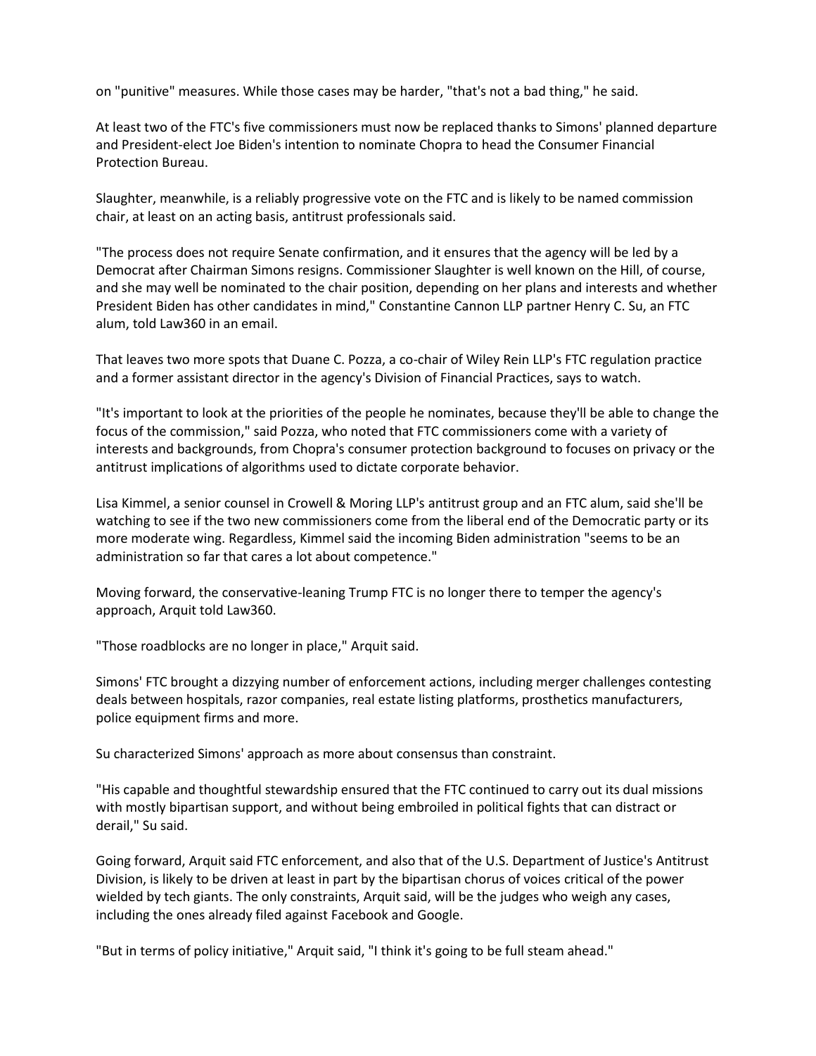on "punitive" measures. While those cases may be harder, "that's not a bad thing," he said.

At least two of the FTC's five commissioners must now be replaced thanks to Simons' planned departure and President-elect Joe Biden's intention to nominate Chopra to head the Consumer Financial Protection Bureau.

Slaughter, meanwhile, is a reliably progressive vote on the FTC and is likely to be named commission chair, at least on an acting basis, antitrust professionals said.

"The process does not require Senate confirmation, and it ensures that the agency will be led by a Democrat after Chairman Simons resigns. Commissioner Slaughter is well known on the Hill, of course, and she may well be nominated to the chair position, depending on her plans and interests and whether President Biden has other candidates in mind," Constantine Cannon LLP partner Henry C. Su, an FTC alum, told Law360 in an email.

That leaves two more spots that Duane C. Pozza, a co-chair of Wiley Rein LLP's FTC regulation practice and a former assistant director in the agency's Division of Financial Practices, says to watch.

"It's important to look at the priorities of the people he nominates, because they'll be able to change the focus of the commission," said Pozza, who noted that FTC commissioners come with a variety of interests and backgrounds, from Chopra's consumer protection background to focuses on privacy or the antitrust implications of algorithms used to dictate corporate behavior.

Lisa Kimmel, a senior counsel in Crowell & Moring LLP's antitrust group and an FTC alum, said she'll be watching to see if the two new commissioners come from the liberal end of the Democratic party or its more moderate wing. Regardless, Kimmel said the incoming Biden administration "seems to be an administration so far that cares a lot about competence."

Moving forward, the conservative-leaning Trump FTC is no longer there to temper the agency's approach, Arquit told Law360.

"Those roadblocks are no longer in place," Arquit said.

Simons' FTC brought a dizzying number of enforcement actions, including merger challenges contesting deals between hospitals, razor companies, real estate listing platforms, prosthetics manufacturers, police equipment firms and more.

Su characterized Simons' approach as more about consensus than constraint.

"His capable and thoughtful stewardship ensured that the FTC continued to carry out its dual missions with mostly bipartisan support, and without being embroiled in political fights that can distract or derail," Su said.

Going forward, Arquit said FTC enforcement, and also that of the U.S. Department of Justice's Antitrust Division, is likely to be driven at least in part by the bipartisan chorus of voices critical of the power wielded by tech giants. The only constraints, Arquit said, will be the judges who weigh any cases, including the ones already filed against Facebook and Google.

"But in terms of policy initiative," Arquit said, "I think it's going to be full steam ahead."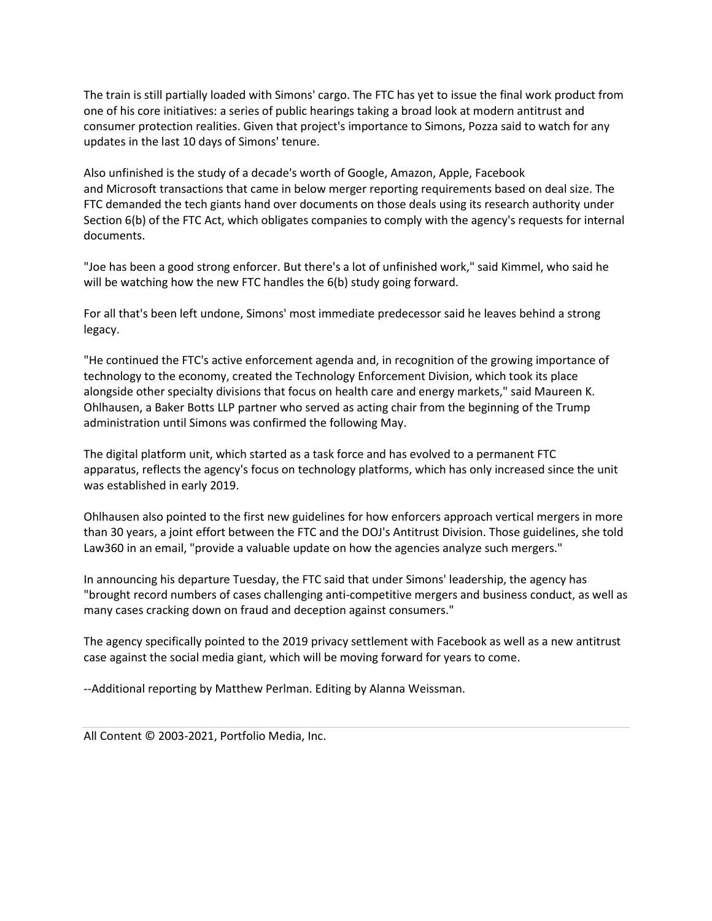The train is still partially loaded with Simons' cargo. The FTC has yet to issue the final work product from one of his core initiatives: a series of public hearings taking a broad look at modern antitrust and consumer protection realities. Given that project's importance to Simons, Pozza said to watch for any updates in the last 10 days of Simons' tenure.

Also unfinished is the study of a decade's worth of Google, Amazon, Apple, Facebook and Microsoft transactions that came in below merger reporting requirements based on deal size. The FTC demanded the tech giants hand over documents on those deals using its research authority under Section 6(b) of the FTC Act, which obligates companies to comply with the agency's requests for internal documents.

"Joe has been a good strong enforcer. But there's a lot of unfinished work," said Kimmel, who said he will be watching how the new FTC handles the 6(b) study going forward.

For all that's been left undone, Simons' most immediate predecessor said he leaves behind a strong legacy.

"He continued the FTC's active enforcement agenda and, in recognition of the growing importance of technology to the economy, created the Technology Enforcement Division, which took its place alongside other specialty divisions that focus on health care and energy markets," said Maureen K. Ohlhausen, a Baker Botts LLP partner who served as acting chair from the beginning of the Trump administration until Simons was confirmed the following May.

The digital platform unit, which started as a task force and has evolved to a permanent FTC apparatus, reflects the agency's focus on technology platforms, which has only increased since the unit was established in early 2019.

Ohlhausen also pointed to the first new guidelines for how enforcers approach vertical mergers in more than 30 years, a joint effort between the FTC and the DOJ's Antitrust Division. Those guidelines, she told Law360 in an email, "provide a valuable update on how the agencies analyze such mergers."

In announcing his departure Tuesday, the FTC said that under Simons' leadership, the agency has "brought record numbers of cases challenging anti-competitive mergers and business conduct, as well as many cases cracking down on fraud and deception against consumers."

The agency specifically pointed to the 2019 privacy settlement with Facebook as well as a new antitrust case against the social media giant, which will be moving forward for years to come.

--Additional reporting by Matthew Perlman. Editing by Alanna Weissman.

All Content © 2003-2021, Portfolio Media, Inc.